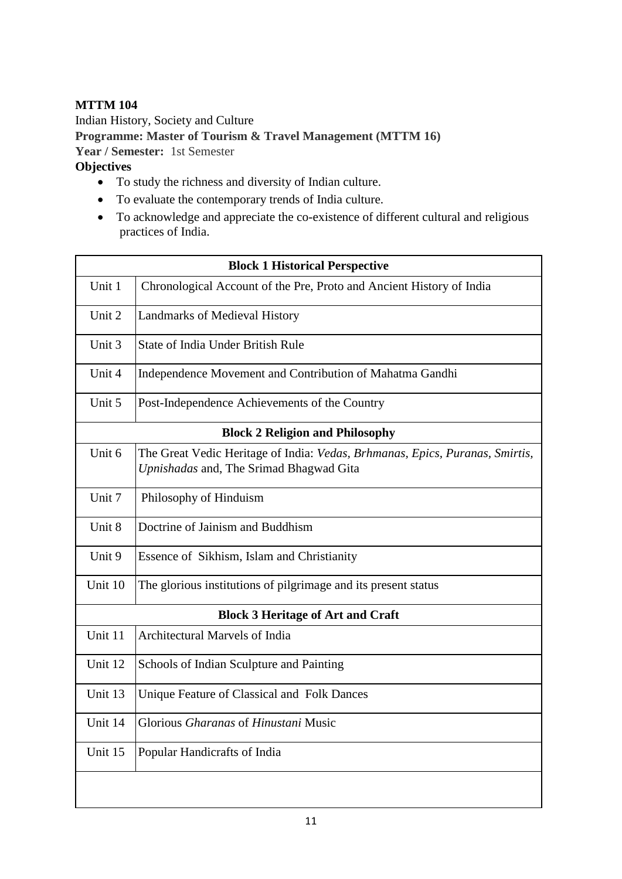**MTTM 104**

Indian History, Society and Culture

**Programme: Master of Tourism & Travel Management (MTTM 16)**

**Year / Semester:** 1st Semester

**Objectives**

- To study the richness and diversity of Indian culture.
- To evaluate the contemporary trends of India culture.
- To acknowledge and appreciate the co-existence of different cultural and religious practices of India.

| **Block 1 Historical Perspective** | |
|---|---|
| Unit 1 | Chronological Account of the Pre, Proto and Ancient History of India |
| Unit 2 | Landmarks of Medieval History |
| Unit 3 | State of India Under British Rule |
| Unit 4 | Independence Movement and Contribution of Mahatma Gandhi |
| Unit 5 | Post-Independence Achievements of the Country |
| **Block 2 Religion and Philosophy** | |
| Unit 6 | The Great Vedic Heritage of India: *Vedas, Brhmanas, Epics, Puranas, Smirtis, Upnishadas* and, The Srimad Bhagwad Gita |
| Unit 7 | Philosophy of Hinduism |
| Unit 8 | Doctrine of Jainism and Buddhism |
| Unit 9 | Essence of Sikhism, Islam and Christianity |
| Unit 10 | The glorious institutions of pilgrimage and its present status |
| **Block 3 Heritage of Art and Craft** | |
| Unit 11 | Architectural Marvels of India |
| Unit 12 | Schools of Indian Sculpture and Painting |
| Unit 13 | Unique Feature of Classical and Folk Dances |
| Unit 14 | Glorious *Gharanas* of *Hinustani* Music |
| Unit 15 | Popular Handicrafts of India |
| | |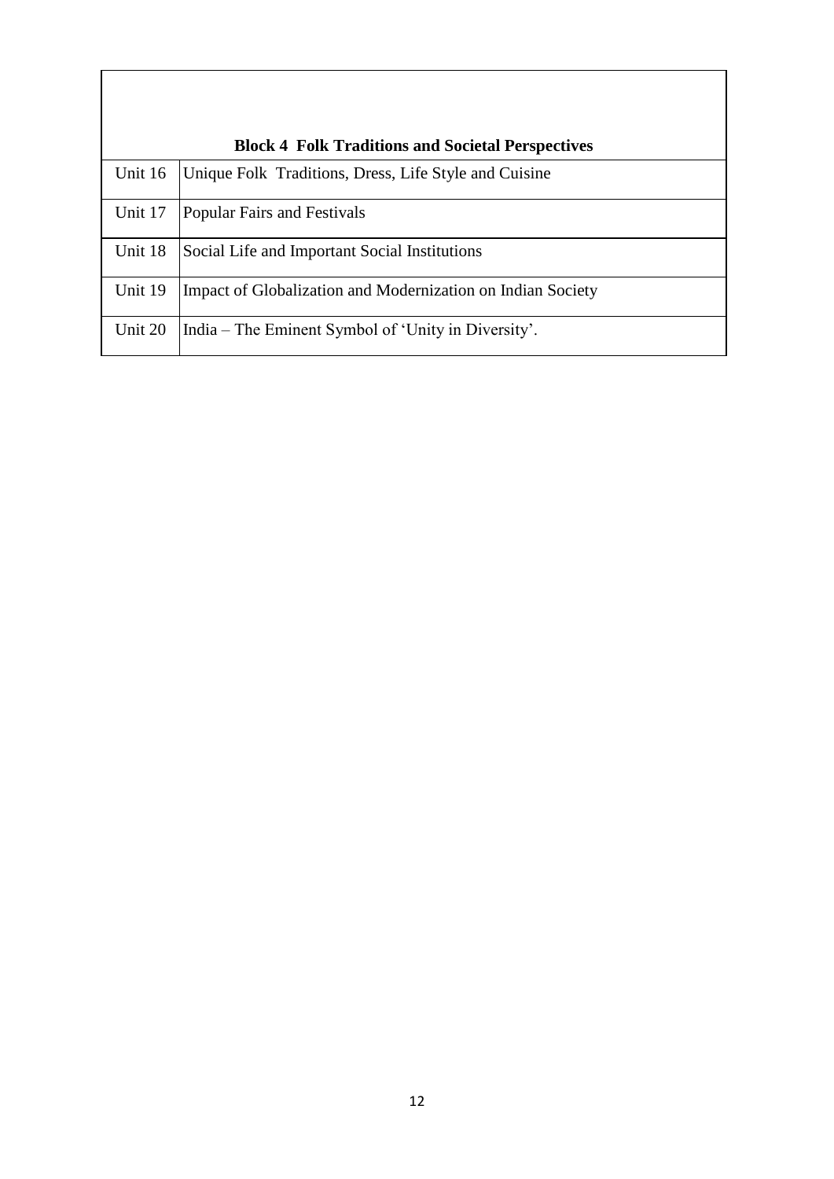| Block 4 Folk Traditions and Societal Perspectives | |
|---|---|
| Unit 16 | Unique Folk Traditions, Dress, Life Style and Cuisine |
| Unit 17 | Popular Fairs and Festivals |
| Unit 18 | Social Life and Important Social Institutions |
| Unit 19 | Impact of Globalization and Modernization on Indian Society |
| Unit 20 | India – The Eminent Symbol of 'Unity in Diversity'. |